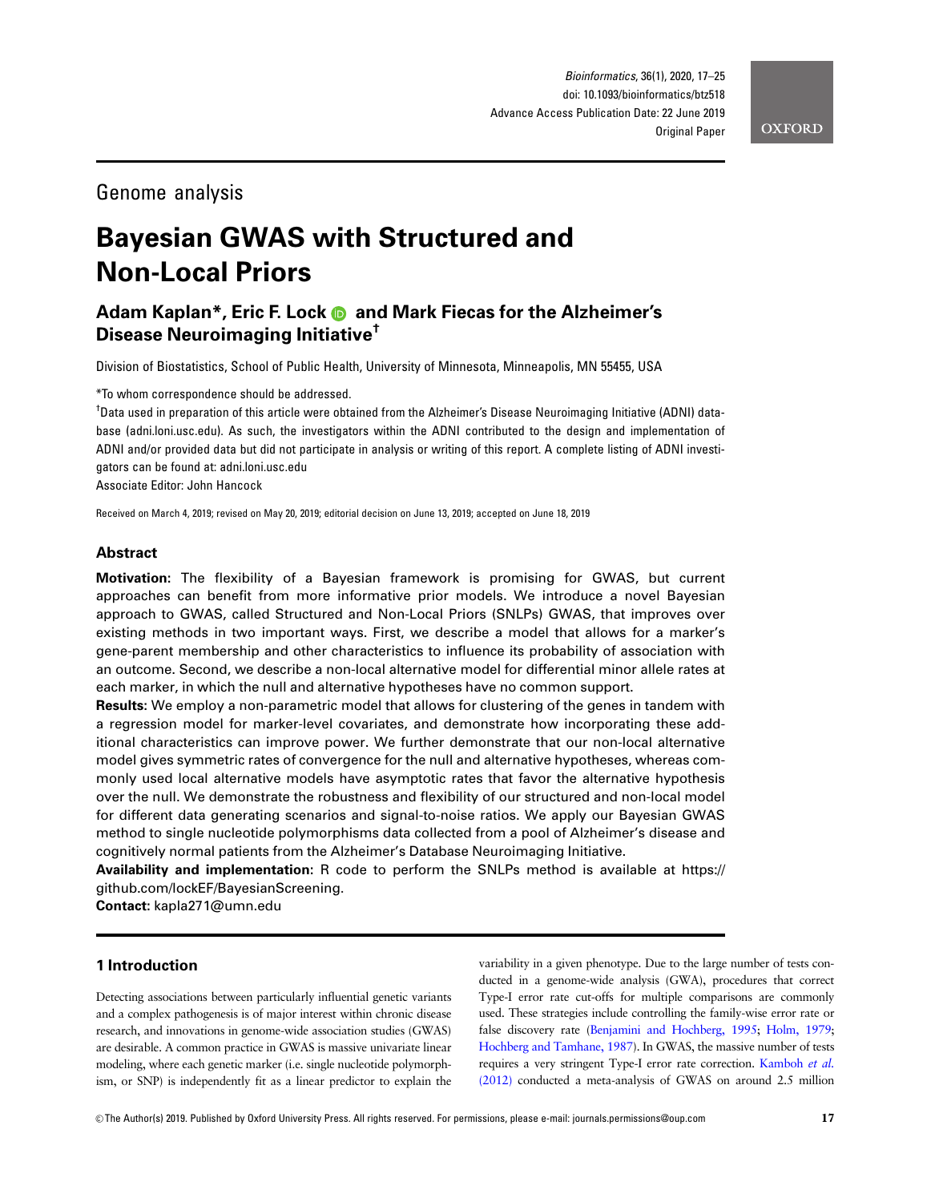Genome analysis

# Bayesian GWAS with Structured and Non-Local Priors

**Adam Kaplan\*, Eric F. Lock and Mark Fiecas for the Alzheimer's Disease Neuroimaging Initiative†**

Division of Biostatistics, School of Public Health, University of Minnesota, Minneapolis, MN 55455, USA

\*To whom correspondence should be addressed.

†Data used in preparation of this article were obtained from the Alzheimer's Disease Neuroimaging Initiative (ADNI) database (adni.loni.usc.edu). As such, the investigators within the ADNI contributed to the design and implementation of ADNI and/or provided data but did not participate in analysis or writing of this report. A complete listing of ADNI investigators can be found at: adni.loni.usc.edu

Associate Editor: John Hancock

Received on March 4, 2019; revised on May 20, 2019; editorial decision on June 13, 2019; accepted on June 18, 2019

## Abstract

**Motivation:** The flexibility of a Bayesian framework is promising for GWAS, but current approaches can benefit from more informative prior models. We introduce a novel Bayesian approach to GWAS, called Structured and Non-Local Priors (SNLPs) GWAS, that improves over existing methods in two important ways. First, we describe a model that allows for a marker's gene-parent membership and other characteristics to influence its probability of association with an outcome. Second, we describe a non-local alternative model for differential minor allele rates at each marker, in which the null and alternative hypotheses have no common support.

**Results:** We employ a non-parametric model that allows for clustering of the genes in tandem with a regression model for marker-level covariates, and demonstrate how incorporating these additional characteristics can improve power. We further demonstrate that our non-local alternative model gives symmetric rates of convergence for the null and alternative hypotheses, whereas commonly used local alternative models have asymptotic rates that favor the alternative hypothesis over the null. We demonstrate the robustness and flexibility of our structured and non-local model for different data generating scenarios and signal-to-noise ratios. We apply our Bayesian GWAS method to single nucleotide polymorphisms data collected from a pool of Alzheimer's disease and cognitively normal patients from the Alzheimer's Database Neuroimaging Initiative.

**Availability and implementation:** R code to perform the SNLPs method is available at https://github.com/lockEF/BayesianScreening.

**Contact:** kapla271@umn.edu

## 1 Introduction

Detecting associations between particularly influential genetic variants and a complex pathogenesis is of major interest within chronic disease research, and innovations in genome-wide association studies (GWAS) are desirable. A common practice in GWAS is massive univariate linear modeling, where each genetic marker (i.e. single nucleotide polymorphism, or SNP) is independently fit as a linear predictor to explain the variability in a given phenotype. Due to the large number of tests conducted in a genome-wide analysis (GWA), procedures that correct Type-I error rate cut-offs for multiple comparisons are commonly used. These strategies include controlling the family-wise error rate or false discovery rate (Benjamini and Hochberg, 1995; Holm, 1979; Hochberg and Tamhane, 1987). In GWAS, the massive number of tests requires a very stringent Type-I error rate correction. Kamboh *et al.* (2012) conducted a meta-analysis of GWAS on around 2.5 million

© The Author(s) 2019. Published by Oxford University Press. All rights reserved. For permissions, please e-mail: journals.permissions@oup.com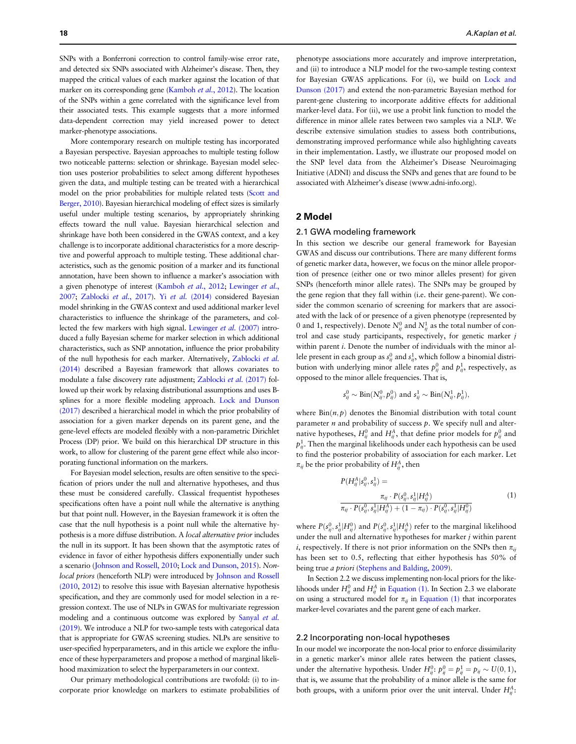SNPs with a Bonferroni correction to control family-wise error rate, and detected six SNPs associated with Alzheimer's disease. Then, they mapped the critical values of each marker against the location of that marker on its corresponding gene (Kamboh *et al.*, 2012). The location of the SNPs within a gene correlated with the significance level from their associated tests. This example suggests that a more informed data-dependent correction may yield increased power to detect marker-phenotype associations.

More contemporary research on multiple testing has incorporated a Bayesian perspective. Bayesian approaches to multiple testing follow two noticeable patterns: selection or shrinkage. Bayesian model selection uses posterior probabilities to select among different hypotheses given the data, and multiple testing can be treated with a hierarchical model on the prior probabilities for multiple related tests (Scott and Berger, 2010). Bayesian hierarchical modeling of effect sizes is similarly useful under multiple testing scenarios, by appropriately shrinking effects toward the null value. Bayesian hierarchical selection and shrinkage have both been considered in the GWAS context, and a key challenge is to incorporate additional characteristics for a more descriptive and powerful approach to multiple testing. These additional characteristics, such as the genomic position of a marker and its functional annotation, have been shown to influence a marker's association with a given phenotype of interest (Kamboh *et al.*, 2012; Lewinger *et al.*, 2007; Zablocki *et al.*, 2017). Yi *et al.* (2014) considered Bayesian model shrinking in the GWAS context and used additional marker level characteristics to influence the shrinkage of the parameters, and collected the few markers with high signal. Lewinger *et al.* (2007) introduced a fully Bayesian scheme for marker selection in which additional characteristics, such as SNP annotation, influence the prior probability of the null hypothesis for each marker. Alternatively, Zablocki *et al.* (2014) described a Bayesian framework that allows covariates to modulate a false discovery rate adjustment; Zablocki *et al.* (2017) followed up their work by relaxing distributional assumptions and uses B-splines for a more flexible modeling approach. Lock and Dunson (2017) described a hierarchical model in which the prior probability of association for a given marker depends on its parent gene, and the gene-level effects are modeled flexibly with a non-parametric Dirichlet Process (DP) prior. We build on this hierarchical DP structure in this work, to allow for clustering of the parent gene effect while also incorporating functional information on the markers.

For Bayesian model selection, results are often sensitive to the specification of priors under the null and alternative hypotheses, and thus these must be considered carefully. Classical frequentist hypotheses specifications often have a point null while the alternative is anything but that point null. However, in the Bayesian framework it is often the case that the null hypothesis is a point null while the alternative hypothesis is a more diffuse distribution. A *local alternative prior* includes the null in its support. It has been shown that the asymptotic rates of evidence in favor of either hypothesis differs exponentially under such a scenario (Johnson and Rossell, 2010; Lock and Dunson, 2015). *Non-local priors* (henceforth NLP) were introduced by Johnson and Rossell (2010, 2012) to resolve this issue with Bayesian alternative hypothesis specification, and they are commonly used for model selection in a regression context. The use of NLPs in GWAS for multivariate regression modeling and a continuous outcome was explored by Sanyal *et al.* (2019). We introduce a NLP for two-sample tests with categorical data that is appropriate for GWAS screening studies. NLPs are sensitive to user-specified hyperparameters, and in this article we explore the influence of these hyperparameters and propose a method of marginal likelihood maximization to select the hyperparameters in our context.

Our primary methodological contributions are twofold: (i) to incorporate prior knowledge on markers to estimate probabilities of phenotype associations more accurately and improve interpretation, and (ii) to introduce a NLP model for the two-sample testing context for Bayesian GWAS applications. For (i), we build on Lock and Dunson (2017) and extend the non-parametric Bayesian method for parent-gene clustering to incorporate additive effects for additional marker-level data. For (ii), we use a probit link function to model the difference in minor allele rates between two samples via a NLP. We describe extensive simulation studies to assess both contributions, demonstrating improved performance while also highlighting caveats in their implementation. Lastly, we illustrate our proposed model on the SNP level data from the Alzheimer's Disease Neuroimaging Initiative (ADNI) and discuss the SNPs and genes that are found to be associated with Alzheimer's disease (www.adni-info.org).

## 2 Model

### 2.1 GWA modeling framework

In this section we describe our general framework for Bayesian GWAS and discuss our contributions. There are many different forms of genetic marker data, however, we focus on the minor allele proportion of presence (either one or two minor alleles present) for given SNPs (henceforth minor allele rates). The SNPs may be grouped by the gene region that they fall within (i.e. their gene-parent). We consider the common scenario of screening for markers that are associated with the lack of or presence of a given phenotype (represented by 0 and 1, respectively). Denote $N^0_{ij}$ and $N^1_{ij}$ as the total number of control and case study participants, respectively, for genetic marker $j$ within parent $i$. Denote the number of individuals with the minor allele present in each group as $s^0_{ij}$ and $s^1_{ij}$, which follow a binomial distribution with underlying minor allele rates $p^0_{ij}$ and $p^1_{ij}$, respectively, as opposed to the minor allele frequencies. That is,

$$s^0_{ij} \sim \text{Bin}(N^0_{ij}, p^0_{ij}) \text{ and } s^1_{ij} \sim \text{Bin}(N^1_{ij}, p^1_{ij}),$$

where $\text{Bin}(n, p)$ denotes the Binomial distribution with total count parameter $n$ and probability of success $p$. We specify null and alternative hypotheses, $H^0_{ij}$ and $H^A_{ij}$, that define prior models for $p^0_{ij}$ and $p^1_{ij}$. Then the marginal likelihoods under each hypothesis can be used to find the posterior probability of association for each marker. Let $\pi_{ij}$ be the prior probability of $H^A_{ij}$, then

$$P(H^A_{ij}|s^0_{ij}, s^1_{ij}) = \frac{\pi_{ij} \cdot P(s^0_{ij}, s^1_{ij}|H^A_{ij})}{\pi_{ij} \cdot P(s^0_{ij}, s^1_{ij}|H^A_{ij}) + (1-\pi_{ij}) \cdot P(s^0_{ij}, s^1_{ij}|H^0_{ij})} \quad (1)$$

where $P(s^0_{ij}, s^1_{ij}|H^0_{ij})$ and $P(s^0_{ij}, s^1_{ij}|H^A_{ij})$ refer to the marginal likelihood under the null and alternative hypotheses for marker $j$ within parent $i$, respectively. If there is not prior information on the SNPs then $\pi_{ij}$ has been set to 0.5, reflecting that either hypothesis has 50% of being true *a priori* (Stephens and Balding, 2009).

In Section 2.2 we discuss implementing non-local priors for the likelihoods under $H^0_{ij}$ and $H^A_{ij}$ in Equation (1). In Section 2.3 we elaborate on using a structured model for $\pi_{ij}$ in Equation (1) that incorporates marker-level covariates and the parent gene of each marker.

### 2.2 Incorporating non-local hypotheses

In our model we incorporate the non-local prior to enforce dissimilarity in a genetic marker's minor allele rates between the patient classes, under the alternative hypothesis. Under $H^0_{ij}$: $p^0_{ij} = p^1_{ij} = p_{ij} \sim U(0, 1)$, that is, we assume that the probability of a minor allele is the same for both groups, with a uniform prior over the unit interval. Under $H^A_{ij}$: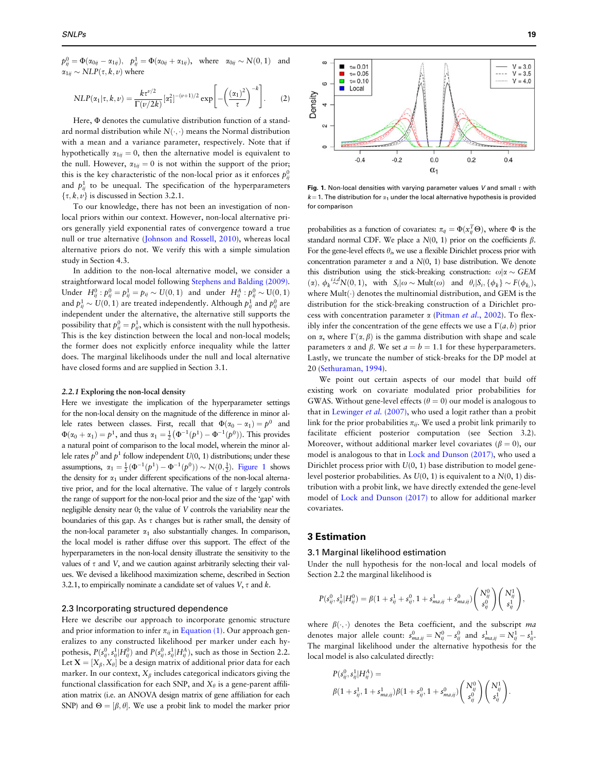$p^0_{ij} = \Phi(\alpha_{0ij} - \alpha_{1ij})$, $p^1_{ij} = \Phi(\alpha_{0ij} + \alpha_{1ij})$, where $\alpha_{0ij} \sim N(0, 1)$ and $\alpha_{1ij} \sim NLP(\tau, k, \nu)$ where

$$NLP(\alpha_1|\tau, k, \nu) = \frac{k\tau^{\nu/2}}{\Gamma(\nu/2k)}[\alpha_1^2]^{-(\nu+1)/2} \exp\left[-\left(\frac{(\alpha_1)^2}{\tau}\right)^{-k}\right]. \quad (2)$$

Here, $\Phi$ denotes the cumulative distribution function of a standard normal distribution while $N(\cdot,\cdot)$ means the Normal distribution with a mean and a variance parameter, respectively. Note that if hypothetically $\alpha_{1ij} = 0$, then the alternative model is equivalent to the null. However, $\alpha_{1ij} = 0$ is not within the support of the prior; this is the key characteristic of the non-local prior as it enforces $p^0_{ij}$ and $p^1_{ij}$ to be unequal. The specification of the hyperparameters $\{\tau, k, \nu\}$ is discussed in Section 3.2.1.

To our knowledge, there has not been an investigation of non-local priors within our context. However, non-local alternative priors generally yield exponential rates of convergence toward a true null or true alternative (Johnson and Rossell, 2010), whereas local alternative priors do not. We verify this with a simple simulation study in Section 4.3.

In addition to the non-local alternative model, we consider a straightforward local model following Stephens and Balding (2009). Under $H^0_{ij}: p^0_{ij} = p^1_{ij} = p_{ij} \sim U(0, 1)$ and under $H^A_{ij}: p^0_{ij} \sim U(0, 1)$ and $p^1_{ij} \sim U(0, 1)$ are treated independently. Although $p^1_{ij}$ and $p^0_{ij}$ are independent under the alternative, the alternative still supports the possibility that $p^0_{ij} = p^1_{ij}$, which is consistent with the null hypothesis. This is the key distinction between the local and non-local models; the former does not explicitly enforce inequality while the latter does. The marginal likelihoods under the null and local alternative have closed forms and are supplied in Section 3.1.

#### 2.2.1 Exploring the non-local density

Here we investigate the implication of the hyperparameter settings for the non-local density on the magnitude of the difference in minor allele rates between classes. First, recall that $\Phi(\alpha_0 - \alpha_1) = p^0$ and $\Phi(\alpha_0 + \alpha_1) = p^1$, and thus $\alpha_1 = \frac{1}{2}(\Phi^{-1}(p^1) - \Phi^{-1}(p^0))$. This provides a natural point of comparison to the local model, wherein the minor allele rates $p^0$ and $p^1$ follow independent $U(0, 1)$ distributions; under these assumptions, $\alpha_1 = \frac{1}{2}(\Phi^{-1}(p^1) - \Phi^{-1}(p^0)) \sim N(0, \frac{1}{2})$. Figure 1 shows the density for $\alpha_1$ under different specifications of the non-local alternative prior, and for the local alternative. The value of $\tau$ largely controls the range of support for the non-local prior and the size of the 'gap' with negligible density near 0; the value of $V$ controls the variability near the boundaries of this gap. As $\tau$ changes but is rather small, the density of the non-local parameter $\alpha_1$ also substantially changes. In comparison, the local model is rather diffuse over this support. The effect of the hyperparameters in the non-local density illustrate the sensitivity to the values of $\tau$ and $V$, and we caution against arbitrarily selecting their values. We devised a likelihood maximization scheme, described in Section 3.2.1, to empirically nominate a candidate set of values $V$, $\tau$ and $k$.

### 2.3 Incorporating structured dependence

Here we describe our approach to incorporate genomic structure and prior information to infer $\pi_{ij}$ in Equation (1). Our approach generalizes to any constructed likelihood per marker under each hypothesis, $P(s^0_{ij}, s^1_{ij}|H^0_{ij})$ and $P(s^0_{ij}, s^1_{ij}|H^A_{ij})$, such as those in Section 2.2. Let $\mathbf{X} = [X_\beta, X_\theta]$ be a design matrix of additional prior data for each marker. In our context, $X_\beta$ includes categorical indicators giving the functional classification for each SNP, and $X_\theta$ is a gene-parent affiliation matrix (i.e. an ANOVA design matrix of gene affiliation for each SNP) and $\Theta = [\beta, \theta]$. We use a probit link to model the marker prior probabilities as a function of covariates: $\pi_{ij} = \Phi(x^T_{ij}\Theta)$, where $\Phi$ is the standard normal CDF. We place a N(0, 1) prior on the coefficients $\beta$. For the gene-level effects $\theta_i$, we use a flexible Dirichlet process prior with concentration parameter $\alpha$ and a N(0, 1) base distribution. We denote this distribution using the stick-breaking construction: $\omega|\alpha \sim GEM(\alpha)$, $\phi_k \overset{i.i.d}{\sim} N(0, 1)$, with $S_i|\omega \sim \text{Mult}(\omega)$ and $\theta_i|S_i, \{\phi_k\} \sim F(\phi_{k_i})$, where Mult($\cdot$) denotes the multinomial distribution, and GEM is the distribution for the stick-breaking construction of a Dirichlet process with concentration parameter $\alpha$ (Pitman *et al.*, 2002). To flexibly infer the concentration of the gene effects we use a $\Gamma(a, b)$ prior on $\alpha$, where $\Gamma(\alpha, \beta)$ is the gamma distribution with shape and scale parameters $\alpha$ and $\beta$. We set $a = b = 1.1$ for these hyperparameters. Lastly, we truncate the number of stick-breaks for the DP model at 20 (Sethuraman, 1994).

We point out certain aspects of our model that build off existing work on covariate modulated prior probabilities for GWAS. Without gene-level effects ($\theta = 0$) our model is analogous to that in Lewinger *et al.* (2007), who used a logit rather than a probit link for the prior probabilities $\pi_{ij}$. We used a probit link primarily to facilitate efficient posterior computation (see Section 3.2). Moreover, without additional marker level covariates ($\beta = 0$), our model is analogous to that in Lock and Dunson (2017), who used a Dirichlet process prior with U(0, 1) base distribution to model gene-level posterior probabilities. As U(0, 1) is equivalent to a N(0, 1) distribution with a probit link, we have directly extended the gene-level model of Lock and Dunson (2017) to allow for additional marker covariates.

**Fig. 1.** Non-local densities with varying parameter values $V$ and small $\tau$ with $k = 1$. The distribution for $\alpha_1$ under the local alternative hypothesis is provided for comparison

## 3 Estimation

### 3.1 Marginal likelihood estimation

Under the null hypothesis for the non-local and local models of Section 2.2 the marginal likelihood is

$$P(s^0_{ij}, s^1_{ij}|H^0_{ij}) = \beta(1 + s^1_{ij} + s^0_{ij}, 1 + s^1_{ma.ij} + s^0_{ma.ij})\binom{N^0_{ij}}{s^0_{ij}}\binom{N^1_{ij}}{s^1_{ij}},$$

where $\beta(\cdot,\cdot)$ denotes the Beta coefficient, and the subscript *ma* denotes major allele count: $s^0_{ma.ij} = N^0_{ij} - s^0_{ij}$ and $s^1_{ma.ij} = N^1_{ij} - s^1_{ij}$. The marginal likelihood under the alternative hypothesis for the local model is also calculated directly:

$$P(s^0_{ij}, s^1_{ij}|H^A_{ij}) = \\ \beta(1 + s^1_{ij}, 1 + s^1_{ma.ij})\beta(1 + s^0_{ij}, 1 + s^0_{ma.ij})\binom{N^0_{ij}}{s^0_{ij}}\binom{N^1_{ij}}{s^1_{ij}}.$$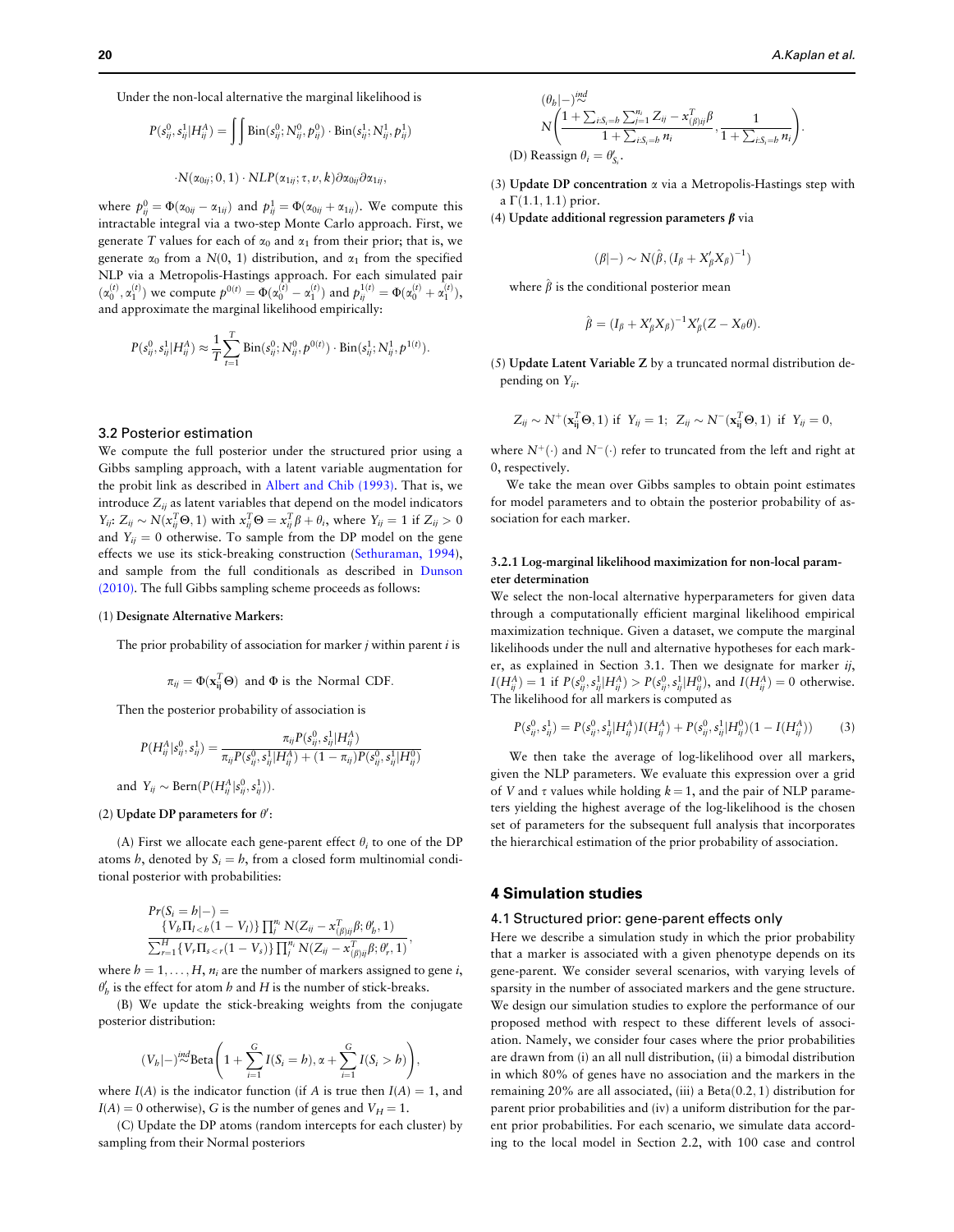Under the non-local alternative the marginal likelihood is

$$P(s_{ij}^0, s_{ij}^1 | H_{ij}^A) = \int\int \text{Bin}(s_{ij}^0; N_{ij}^0, p_{ij}^0) \cdot \text{Bin}(s_{ij}^1; N_{ij}^1, p_{ij}^1)$$

$$\cdot N(\alpha_{0ij}; 0, 1) \cdot NLP(\alpha_{1ij}; \tau, \nu, k) \partial\alpha_{0ij} \partial\alpha_{1ij},$$

where $p_{ij}^0 = \Phi(\alpha_{0ij} - \alpha_{1ij})$ and $p_{ij}^1 = \Phi(\alpha_{0ij} + \alpha_{1ij})$. We compute this intractable integral via a two-step Monte Carlo approach. First, we generate $T$ values for each of $\alpha_0$ and $\alpha_1$ from their prior; that is, we generate $\alpha_0$ from a $N(0, 1)$ distribution, and $\alpha_1$ from the specified NLP via a Metropolis-Hastings approach. For each simulated pair $(\alpha_0^{(t)}, \alpha_1^{(t)})$ we compute $p^{0(t)} = \Phi(\alpha_0^{(t)} - \alpha_1^{(t)})$ and $p_{ij}^{1^{(t)}} = \Phi(\alpha_0^{(t)} + \alpha_1^{(t)})$, and approximate the marginal likelihood empirically:

$$P(s_{ij}^0, s_{ij}^1 | H_{ij}^A) \approx \frac{1}{T} \sum_{t=1}^{T} \text{Bin}(s_{ij}^0; N_{ij}^0, p^{0(t)}) \cdot \text{Bin}(s_{ij}^1; N_{ij}^1, p^{1(t)}).$$

## 3.2 Posterior estimation

We compute the full posterior under the structured prior using a Gibbs sampling approach, with a latent variable augmentation for the probit link as described in Albert and Chib (1993). That is, we introduce $Z_{ij}$ as latent variables that depend on the model indicators $Y_{ij}$: $Z_{ij} \sim N(x_{ij}^T \Theta, 1)$ with $x_{ij}^T \Theta = x_{ij}^T \beta + \theta_i$, where $Y_{ij} = 1$ if $Z_{ij} > 0$ and $Y_{ij} = 0$ otherwise. To sample from the DP model on the gene effects we use its stick-breaking construction (Sethuraman, 1994), and sample from the full conditionals as described in Dunson (2010). The full Gibbs sampling scheme proceeds as follows:

(1) **Designate Alternative Markers**:

The prior probability of association for marker $j$ within parent $i$ is

$$\pi_{ij} = \Phi(\mathbf{x}_{ij}^T \Theta) \text{ and } \Phi \text{ is the Normal CDF.}$$

Then the posterior probability of association is

$$P(H_{ij}^A | s_{ij}^0, s_{ij}^1) = \frac{\pi_{ij} P(s_{ij}^0, s_{ij}^1 | H_{ij}^A)}{\pi_{ij} P(s_{ij}^0, s_{ij}^1 | H_{ij}^A) + (1 - \pi_{ij}) P(s_{ij}^0, s_{ij}^1 | H_{ij}^0)}$$

and $Y_{ij} \sim \text{Bern}(P(H_{ij}^A | s_{ij}^0, s_{ij}^1))$.

(2) **Update DP parameters for $\theta'$**:

(A) First we allocate each gene-parent effect $\theta_i$ to one of the DP atoms $h$, denoted by $S_i = h$, from a closed form multinomial conditional posterior with probabilities:

$$Pr(S_i = h | -) = \frac{\{V_h \Pi_{l<h}(1 - V_l)\} \prod_j^{n_i} N(Z_{ij} - x_{(\beta)ij}^T \beta; \theta_h', 1)}{\sum_{r=1}^{H} \{V_r \Pi_{s<r}(1 - V_s)\} \prod_j^{n_i} N(Z_{ij} - x_{(\beta)ij}^T \beta; \theta_r', 1)},$$

where $h = 1, \ldots, H$, $n_i$ are the number of markers assigned to gene $i$, $\theta_h'$ is the effect for atom $h$ and $H$ is the number of stick-breaks.

(B) We update the stick-breaking weights from the conjugate posterior distribution:

$$(V_h | -) \overset{ind}{\sim} \text{Beta}\left(1 + \sum_{i=1}^{G} I(S_i = h), \alpha + \sum_{i=1}^{G} I(S_i > h)\right),$$

where $I(A)$ is the indicator function (if $A$ is true then $I(A) = 1$, and $I(A) = 0$ otherwise), $G$ is the number of genes and $V_H = 1$.

(C) Update the DP atoms (random intercepts for each cluster) by sampling from their Normal posteriors

$$(\theta_h | -) \overset{ind}{\sim} N\left(\frac{1 + \sum_{i:S_i=h} \sum_{j=1}^{n_i} Z_{ij} - x_{(\beta)ij}^T \beta}{1 + \sum_{i:S_i=h} n_i}, \frac{1}{1 + \sum_{i:S_i=h} n_i}\right).$$

(D) Reassign $\theta_i = \theta_{S_i}'$.

(3) **Update DP concentration** $\alpha$ via a Metropolis-Hastings step with a $\Gamma(1.1, 1.1)$ prior.

(4) **Update additional regression parameters $\boldsymbol{\beta}$** via

$$(\beta | -) \sim N(\hat{\beta}, (I_\beta + X_\beta' X_\beta)^{-1})$$

where $\hat{\beta}$ is the conditional posterior mean

$$\hat{\beta} = (I_\beta + X_\beta' X_\beta)^{-1} X_\beta' (Z - X_\theta \theta).$$

(5) **Update Latent Variable Z** by a truncated normal distribution depending on $Y_{ij}$.

$$Z_{ij} \sim N^+(\mathbf{x}_{ij}^T \Theta, 1) \text{ if } Y_{ij} = 1; \; Z_{ij} \sim N^-(\mathbf{x}_{ij}^T \Theta, 1) \text{ if } Y_{ij} = 0,$$

where $N^+(\cdot)$ and $N^-(\cdot)$ refer to truncated from the left and right at 0, respectively.

We take the mean over Gibbs samples to obtain point estimates for model parameters and to obtain the posterior probability of association for each marker.

### 3.2.1 Log-marginal likelihood maximization for non-local parameter determination

We select the non-local alternative hyperparameters for given data through a computationally efficient marginal likelihood empirical maximization technique. Given a dataset, we compute the marginal likelihoods under the null and alternative hypotheses for each marker, as explained in Section 3.1. Then we designate for marker $ij$, $I(H_{ij}^A) = 1$ if $P(s_{ij}^0, s_{ij}^1 | H_{ij}^A) > P(s_{ij}^0, s_{ij}^1 | H_{ij}^0)$, and $I(H_{ij}^A) = 0$ otherwise. The likelihood for all markers is computed as

$$P(s_{ij}^0, s_{ij}^1) = P(s_{ij}^0, s_{ij}^1 | H_{ij}^A) I(H_{ij}^A) + P(s_{ij}^0, s_{ij}^1 | H_{ij}^0)(1 - I(H_{ij}^A)) \tag{3}$$

We then take the average of log-likelihood over all markers, given the NLP parameters. We evaluate this expression over a grid of $V$ and $\tau$ values while holding $k = 1$, and the pair of NLP parameters yielding the highest average of the log-likelihood is the chosen set of parameters for the subsequent full analysis that incorporates the hierarchical estimation of the prior probability of association.

# 4 Simulation studies

## 4.1 Structured prior: gene-parent effects only

Here we describe a simulation study in which the prior probability that a marker is associated with a given phenotype depends on its gene-parent. We consider several scenarios, with varying levels of sparsity in the number of associated markers and the gene structure. We design our simulation studies to explore the performance of our proposed method with respect to these different levels of association. Namely, we consider four cases where the prior probabilities are drawn from (i) an all null distribution, (ii) a bimodal distribution in which 80% of genes have no association and the markers in the remaining 20% are all associated, (iii) a Beta(0.2, 1) distribution for parent prior probabilities and (iv) a uniform distribution for the parent prior probabilities. For each scenario, we simulate data according to the local model in Section 2.2, with 100 case and control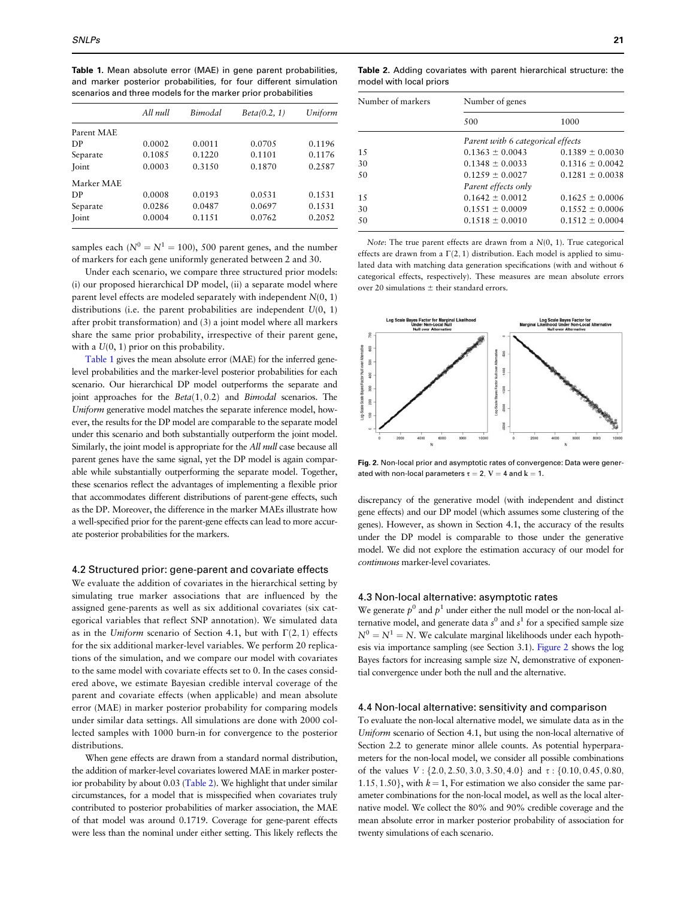**Table 1.** Mean absolute error (MAE) in gene parent probabilities, and marker posterior probabilities, for four different simulation scenarios and three models for the marker prior probabilities

| | *All null* | *Bimodal* | *Beta(0.2, 1)* | *Uniform* |
|---|---|---|---|---|
| Parent MAE | | | | |
| DP | 0.0002 | 0.0011 | 0.0705 | 0.1196 |
| Separate | 0.1085 | 0.1220 | 0.1101 | 0.1176 |
| Joint | 0.0003 | 0.3150 | 0.1870 | 0.2587 |
| Marker MAE | | | | |
| DP | 0.0008 | 0.0193 | 0.0531 | 0.1531 |
| Separate | 0.0286 | 0.0487 | 0.0697 | 0.1531 |
| Joint | 0.0004 | 0.1151 | 0.0762 | 0.2052 |

samples each ($N^0 = N^1 = 100$), 500 parent genes, and the number of markers for each gene uniformly generated between 2 and 30.

Under each scenario, we compare three structured prior models: (i) our proposed hierarchical DP model, (ii) a separate model where parent level effects are modeled separately with independent $N(0, 1)$ distributions (i.e. the parent probabilities are independent $U(0, 1)$ after probit transformation) and (3) a joint model where all markers share the same prior probability, irrespective of their parent gene, with a $U(0, 1)$ prior on this probability.

Table 1 gives the mean absolute error (MAE) for the inferred gene-level probabilities and the marker-level posterior probabilities for each scenario. Our hierarchical DP model outperforms the separate and joint approaches for the $Beta(1, 0.2)$ and *Bimodal* scenarios. The *Uniform* generative model matches the separate inference model, however, the results for the DP model are comparable to the separate model under this scenario and both substantially outperform the joint model. Similarly, the joint model is appropriate for the *All null* case because all parent genes have the same signal, yet the DP model is again comparable while substantially outperforming the separate model. Together, these scenarios reflect the advantages of implementing a flexible prior that accommodates different distributions of parent-gene effects, such as the DP. Moreover, the difference in the marker MAEs illustrate how a well-specified prior for the parent-gene effects can lead to more accurate posterior probabilities for the markers.

## 4.2 Structured prior: gene-parent and covariate effects

We evaluate the addition of covariates in the hierarchical setting by simulating true marker associations that are influenced by the assigned gene-parents as well as six additional covariates (six categorical variables that reflect SNP annotation). We simulated data as in the *Uniform* scenario of Section 4.1, but with $\Gamma(2, 1)$ effects for the six additional marker-level variables. We perform 20 replications of the simulation, and we compare our model with covariates to the same model with covariate effects set to 0. In the cases considered above, we estimate Bayesian credible interval coverage of the parent and covariate effects (when applicable) and mean absolute error (MAE) in marker posterior probability for comparing models under similar data settings. All simulations are done with 2000 collected samples with 1000 burn-in for convergence to the posterior distributions.

When gene effects are drawn from a standard normal distribution, the addition of marker-level covariates lowered MAE in marker posterior probability by about 0.03 (Table 2). We highlight that under similar circumstances, for a model that is misspecified when covariates truly contributed to posterior probabilities of marker association, the MAE of that model was around 0.1719. Coverage for gene-parent effects were less than the nominal under either setting. This likely reflects the discrepancy of the generative model (with independent and distinct gene effects) and our DP model (which assumes some clustering of the genes). However, as shown in Section 4.1, the accuracy of the results under the DP model is comparable to those under the generative model. We did not explore the estimation accuracy of our model for *continuous* marker-level covariates.

**Table 2.** Adding covariates with parent hierarchical structure: the model with local priors

| Number of markers | Number of genes | |
|---|---|---|
| | 500 | 1000 |
| | *Parent with 6 categorical effects* | |
| 15 | 0.1363 ± 0.0043 | 0.1389 ± 0.0030 |
| 30 | 0.1348 ± 0.0033 | 0.1316 ± 0.0042 |
| 50 | 0.1259 ± 0.0027 | 0.1281 ± 0.0038 |
| | *Parent effects only* | |
| 15 | 0.1642 ± 0.0012 | 0.1625 ± 0.0006 |
| 30 | 0.1551 ± 0.0009 | 0.1552 ± 0.0006 |
| 50 | 0.1518 ± 0.0010 | 0.1512 ± 0.0004 |

*Note*: The true parent effects are drawn from a $N(0, 1)$. True categorical effects are drawn from a $\Gamma(2, 1)$ distribution. Each model is applied to simulated data with matching data generation specifications (with and without 6 categorical effects, respectively). These measures are mean absolute errors over 20 simulations ± their standard errors.

**Fig. 2.** Non-local prior and asymptotic rates of convergence: Data were generated with non-local parameters $\tau = 2$, $V = 4$ and $k = 1$.

## 4.3 Non-local alternative: asymptotic rates

We generate $p^0$ and $p^1$ under either the null model or the non-local alternative model, and generate data $s^0$ and $s^1$ for a specified sample size $N^0 = N^1 = N$. We calculate marginal likelihoods under each hypothesis via importance sampling (see Section 3.1). Figure 2 shows the log Bayes factors for increasing sample size $N$, demonstrative of exponential convergence under both the null and the alternative.

## 4.4 Non-local alternative: sensitivity and comparison

To evaluate the non-local alternative model, we simulate data as in the *Uniform* scenario of Section 4.1, but using the non-local alternative of Section 2.2 to generate minor allele counts. As potential hyperparameters for the non-local model, we consider all possible combinations of the values $V : \{2.0, 2.50, 3.0, 3.50, 4.0\}$ and $\tau : \{0.10, 0.45, 0.80, 1.15, 1.50\}$, with $k = 1$, For estimation we also consider the same parameter combinations for the non-local model, as well as the local alternative model. We collect the 80% and 90% credible coverage and the mean absolute error in marker posterior probability of association for twenty simulations of each scenario.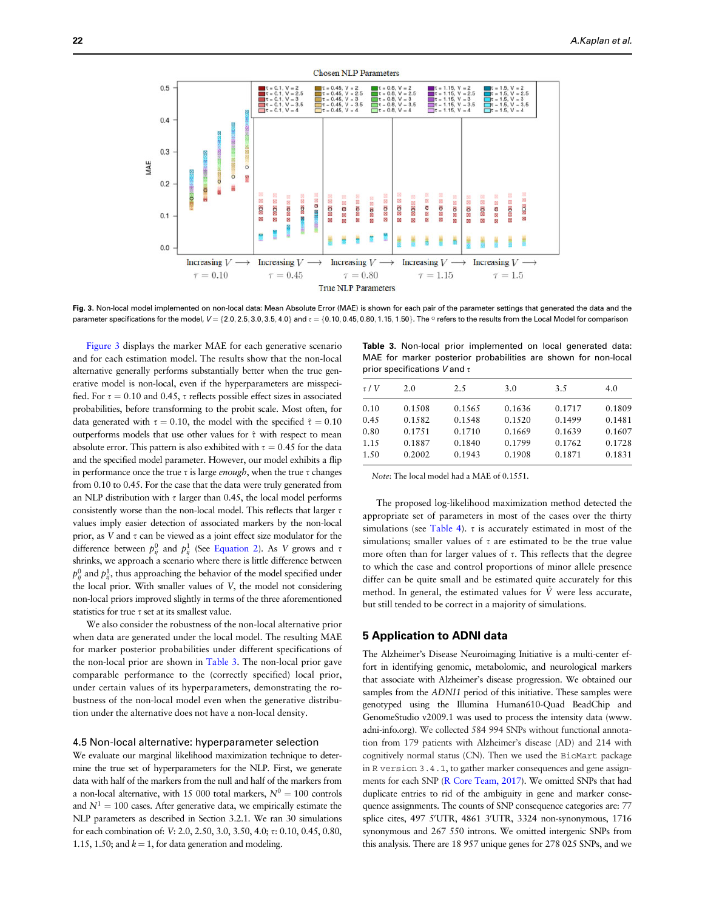Fig. 3. Non-local model implemented on non-local data: Mean Absolute Error (MAE) is shown for each pair of the parameter settings that generated the data and the parameter specifications for the model, $V = \{2.0, 2.5, 3.0, 3.5, 4.0\}$ and $\tau = \{0.10, 0.45, 0.80, 1.15, 1.50\}$. The ○ refers to the results from the Local Model for comparison

Figure 3 displays the marker MAE for each generative scenario and for each estimation model. The results show that the non-local alternative generally performs substantially better when the true generative model is non-local, even if the hyperparameters are misspecified. For $\tau = 0.10$ and 0.45, $\tau$ reflects possible effect sizes in associated probabilities, before transforming to the probit scale. Most often, for data generated with $\tau = 0.10$, the model with the specified $\hat{\tau} = 0.10$ outperforms models that use other values for $\hat{\tau}$ with respect to mean absolute error. This pattern is also exhibited with $\tau = 0.45$ for the data and the specified model parameter. However, our model exhibits a flip in performance once the true $\tau$ is large *enough*, when the true $\tau$ changes from 0.10 to 0.45. For the case that the data were truly generated from an NLP distribution with $\tau$ larger than 0.45, the local model performs consistently worse than the non-local model. This reflects that larger $\tau$ values imply easier detection of associated markers by the non-local prior, as $V$ and $\tau$ can be viewed as a joint effect size modulator for the difference between $p^0_{ij}$ and $p^1_{ij}$ (See Equation 2). As $V$ grows and $\tau$ shrinks, we approach a scenario where there is little difference between $p^0_{ij}$ and $p^1_{ij}$, thus approaching the behavior of the model specified under the local prior. With smaller values of $V$, the model not considering non-local priors improved slightly in terms of the three aforementioned statistics for true $\tau$ set at its smallest value.

We also consider the robustness of the non-local alternative prior when data are generated under the local model. The resulting MAE for marker posterior probabilities under different specifications of the non-local prior are shown in Table 3. The non-local prior gave comparable performance to the (correctly specified) local prior, under certain values of its hyperparameters, demonstrating the robustness of the non-local model even when the generative distribution under the alternative does not have a non-local density.

### 4.5 Non-local alternative: hyperparameter selection

We evaluate our marginal likelihood maximization technique to determine the true set of hyperparameters for the NLP. First, we generate data with half of the markers from the null and half of the markers from a non-local alternative, with 15 000 total markers, $N^0 = 100$ controls and $N^1 = 100$ cases. After generative data, we empirically estimate the NLP parameters as described in Section 3.2.1. We ran 30 simulations for each combination of: $V$: 2.0, 2.50, 3.0, 3.50, 4.0; $\tau$: 0.10, 0.45, 0.80, 1.15, 1.50; and $k = 1$, for data generation and modeling.

**Table 3.** Non-local prior implemented on local generated data: MAE for marker posterior probabilities are shown for non-local prior specifications $V$ and $\tau$

| $\tau$ / $V$ | 2.0 | 2.5 | 3.0 | 3.5 | 4.0 |
|---|---|---|---|---|---|
| 0.10 | 0.1508 | 0.1565 | 0.1636 | 0.1717 | 0.1809 |
| 0.45 | 0.1582 | 0.1548 | 0.1520 | 0.1499 | 0.1481 |
| 0.80 | 0.1751 | 0.1710 | 0.1669 | 0.1639 | 0.1607 |
| 1.15 | 0.1887 | 0.1840 | 0.1799 | 0.1762 | 0.1728 |
| 1.50 | 0.2002 | 0.1943 | 0.1908 | 0.1871 | 0.1831 |

*Note*: The local model had a MAE of 0.1551.

The proposed log-likelihood maximization method detected the appropriate set of parameters in most of the cases over the thirty simulations (see Table 4). $\tau$ is accurately estimated in most of the simulations; smaller values of $\tau$ are estimated to be the true value more often than for larger values of $\tau$. This reflects that the degree to which the case and control proportions of minor allele presence differ can be quite small and be estimated quite accurately for this method. In general, the estimated values for $\hat{V}$ were less accurate, but still tended to be correct in a majority of simulations.

## 5 Application to ADNI data

The Alzheimer's Disease Neuroimaging Initiative is a multi-center effort in identifying genomic, metabolomic, and neurological markers that associate with Alzheimer's disease progression. We obtained our samples from the *ADNI1* period of this initiative. These samples were genotyped using the Illumina Human610-Quad BeadChip and GenomeStudio v2009.1 was used to process the intensity data (www.adni-info.org). We collected 584 994 SNPs without functional annotation from 179 patients with Alzheimer's disease (AD) and 214 with cognitively normal status (CN). Then we used the `BioMart` package in `R version 3.4.1`, to gather marker consequences and gene assignments for each SNP (R Core Team, 2017). We omitted SNPs that had duplicate entries to rid of the ambiguity in gene and marker consequence assignments. The counts of SNP consequence categories are: 77 splice cites, 497 5′UTR, 4861 3′UTR, 3324 non-synonymous, 1716 synonymous and 267 550 introns. We omitted intergenic SNPs from this analysis. There are 18 957 unique genes for 278 025 SNPs, and we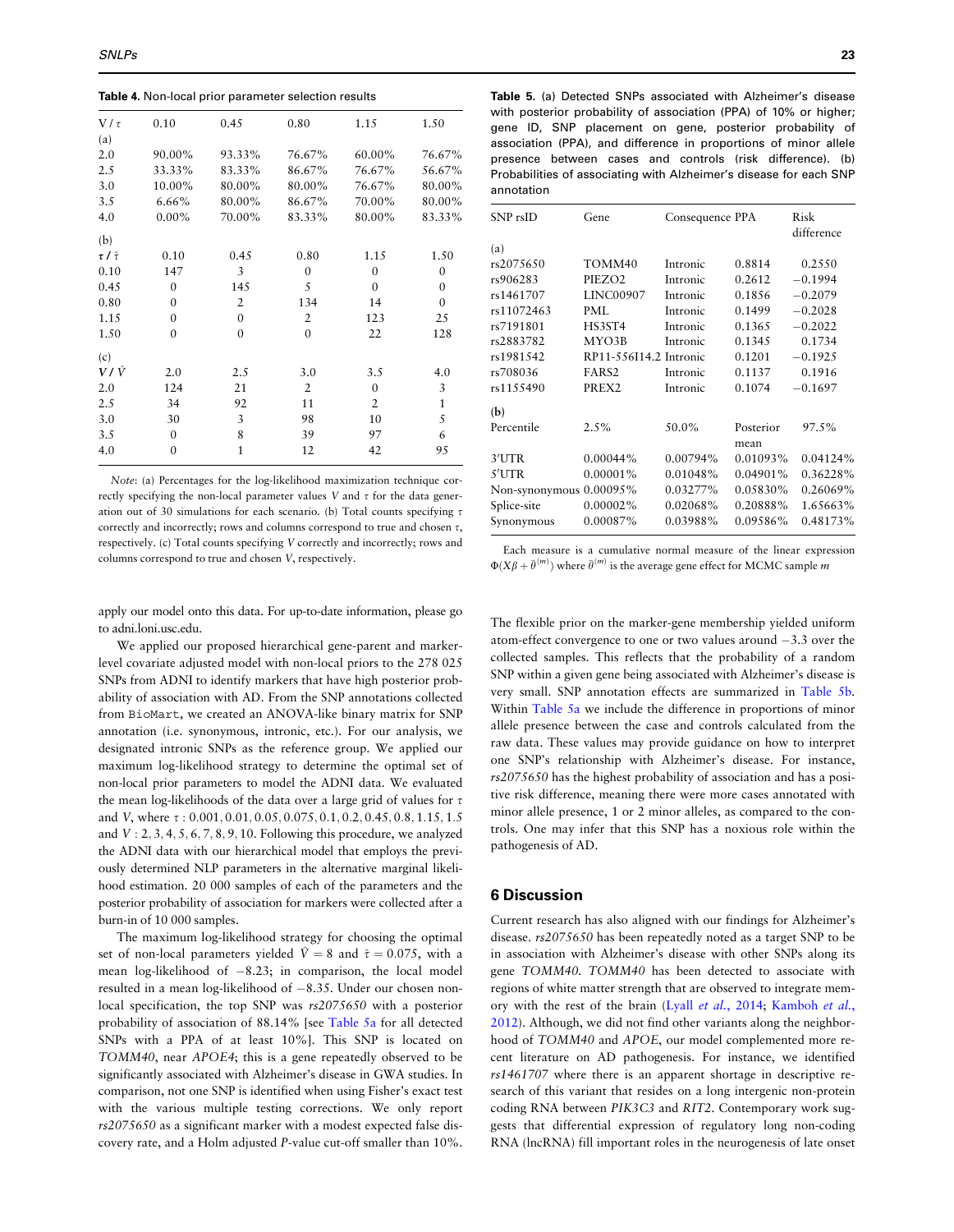**Table 4.** Non-local prior parameter selection results

| V / τ | 0.10 | 0.45 | 0.80 | 1.15 | 1.50 |
|---|---|---|---|---|---|
| (a) | | | | | |
| 2.0 | 90.00% | 93.33% | 76.67% | 60.00% | 76.67% |
| 2.5 | 33.33% | 83.33% | 86.67% | 76.67% | 56.67% |
| 3.0 | 10.00% | 80.00% | 80.00% | 76.67% | 80.00% |
| 3.5 | 6.66% | 80.00% | 86.67% | 70.00% | 80.00% |
| 4.0 | 0.00% | 70.00% | 83.33% | 80.00% | 83.33% |
| (b) | | | | | |
| **$\tau$ / $\hat{\tau}$** | 0.10 | 0.45 | 0.80 | 1.15 | 1.50 |
| 0.10 | 147 | 3 | 0 | 0 | 0 |
| 0.45 | 0 | 145 | 5 | 0 | 0 |
| 0.80 | 0 | 2 | 134 | 14 | 0 |
| 1.15 | 0 | 0 | 2 | 123 | 25 |
| 1.50 | 0 | 0 | 0 | 22 | 128 |
| (c) | | | | | |
| **$V$ / $\hat{V}$** | 2.0 | 2.5 | 3.0 | 3.5 | 4.0 |
| 2.0 | 124 | 21 | 2 | 0 | 3 |
| 2.5 | 34 | 92 | 11 | 2 | 1 |
| 3.0 | 30 | 3 | 98 | 10 | 5 |
| 3.5 | 0 | 8 | 39 | 97 | 6 |
| 4.0 | 0 | 1 | 12 | 42 | 95 |

*Note*: (a) Percentages for the log-likelihood maximization technique correctly specifying the non-local parameter values $V$ and $\tau$ for the data generation out of 30 simulations for each scenario. (b) Total counts specifying $\tau$ correctly and incorrectly; rows and columns correspond to true and chosen $\tau$, respectively. (c) Total counts specifying $V$ correctly and incorrectly; rows and columns correspond to true and chosen $V$, respectively.

apply our model onto this data. For up-to-date information, please go to adni.loni.usc.edu.

We applied our proposed hierarchical gene-parent and marker-level covariate adjusted model with non-local priors to the 278 025 SNPs from ADNI to identify markers that have high posterior probability of association with AD. From the SNP annotations collected from BioMart, we created an ANOVA-like binary matrix for SNP annotation (i.e. synonymous, intronic, etc.). For our analysis, we designated intronic SNPs as the reference group. We applied our maximum log-likelihood strategy to determine the optimal set of non-local prior parameters to model the ADNI data. We evaluated the mean log-likelihoods of the data over a large grid of values for $\tau$ and $V$, where $\tau: 0.001, 0.01, 0.05, 0.075, 0.1, 0.2, 0.45, 0.8, 1.15, 1.5$ and $V: 2, 3, 4, 5, 6, 7, 8, 9, 10$. Following this procedure, we analyzed the ADNI data with our hierarchical model that employs the previously determined NLP parameters in the alternative marginal likelihood estimation. 20 000 samples of each of the parameters and the posterior probability of association for markers were collected after a burn-in of 10 000 samples.

The maximum log-likelihood strategy for choosing the optimal set of non-local parameters yielded $\hat{V} = 8$ and $\hat{\tau} = 0.075$, with a mean log-likelihood of $-8.23$; in comparison, the local model resulted in a mean log-likelihood of $-8.35$. Under our chosen non-local specification, the top SNP was *rs2075650* with a posterior probability of association of 88.14% [see Table 5a for all detected SNPs with a PPA of at least 10%]. This SNP is located on *TOMM40*, near *APOE4*; this is a gene repeatedly observed to be significantly associated with Alzheimer's disease in GWA studies. In comparison, not one SNP is identified when using Fisher's exact test with the various multiple testing corrections. We only report *rs2075650* as a significant marker with a modest expected false discovery rate, and a Holm adjusted *P*-value cut-off smaller than 10%.

**Table 5.** (a) Detected SNPs associated with Alzheimer's disease with posterior probability of association (PPA) of 10% or higher; gene ID, SNP placement on gene, posterior probability of association (PPA), and difference in proportions of minor allele presence between cases and controls (risk difference). (b) Probabilities of associating with Alzheimer's disease for each SNP annotation

| SNP rsID | Gene | Consequence | PPA | Risk difference |
|---|---|---|---|---|
| (a) | | | | |
| rs2075650 | TOMM40 | Intronic | 0.8814 | 0.2550 |
| rs906283 | PIEZO2 | Intronic | 0.2612 | −0.1994 |
| rs1461707 | LINC00907 | Intronic | 0.1856 | −0.2079 |
| rs11072463 | PML | Intronic | 0.1499 | −0.2028 |
| rs7191801 | HS3ST4 | Intronic | 0.1365 | −0.2022 |
| rs2883782 | MYO3B | Intronic | 0.1345 | 0.1734 |
| rs1981542 | RP11-556I14.2 | Intronic | 0.1201 | −0.1925 |
| rs708036 | FARS2 | Intronic | 0.1137 | 0.1916 |
| rs1155490 | PREX2 | Intronic | 0.1074 | −0.1697 |
| **(b)** | | | | |
| Percentile | 2.5% | 50.0% | Posterior mean | 97.5% |
| 3′UTR | 0.00044% | 0.00794% | 0.01093% | 0.04124% |
| 5′UTR | 0.00001% | 0.01048% | 0.04901% | 0.36228% |
| Non-synonymous | 0.00095% | 0.03277% | 0.05830% | 0.26069% |
| Splice-site | 0.00002% | 0.02068% | 0.20888% | 1.65663% |
| Synonymous | 0.00087% | 0.03988% | 0.09586% | 0.48173% |

Each measure is a cumulative normal measure of the linear expression $\Phi(X\beta + \bar{\theta}^{(m)})$ where $\bar{\theta}^{(m)}$ is the average gene effect for MCMC sample $m$

The flexible prior on the marker-gene membership yielded uniform atom-effect convergence to one or two values around $-3.3$ over the collected samples. This reflects that the probability of a random SNP within a given gene being associated with Alzheimer's disease is very small. SNP annotation effects are summarized in Table 5b. Within Table 5a we include the difference in proportions of minor allele presence between the case and controls calculated from the raw data. These values may provide guidance on how to interpret one SNP's relationship with Alzheimer's disease. For instance, *rs2075650* has the highest probability of association and has a positive risk difference, meaning there were more cases annotated with minor allele presence, 1 or 2 minor alleles, as compared to the controls. One may infer that this SNP has a noxious role within the pathogenesis of AD.

## 6 Discussion

Current research has also aligned with our findings for Alzheimer's disease. *rs2075650* has been repeatedly noted as a target SNP to be in association with Alzheimer's disease with other SNPs along its gene *TOMM40*. *TOMM40* has been detected to associate with regions of white matter strength that are observed to integrate memory with the rest of the brain (Lyall *et al.*, 2014; Kamboh *et al.*, 2012). Although, we did not find other variants along the neighborhood of *TOMM40* and *APOE*, our model complemented more recent literature on AD pathogenesis. For instance, we identified *rs1461707* where there is an apparent shortage in descriptive research of this variant that resides on a long intergenic non-protein coding RNA between *PIK3C3* and *RIT2*. Contemporary work suggests that differential expression of regulatory long non-coding RNA (lncRNA) fill important roles in the neurogenesis of late onset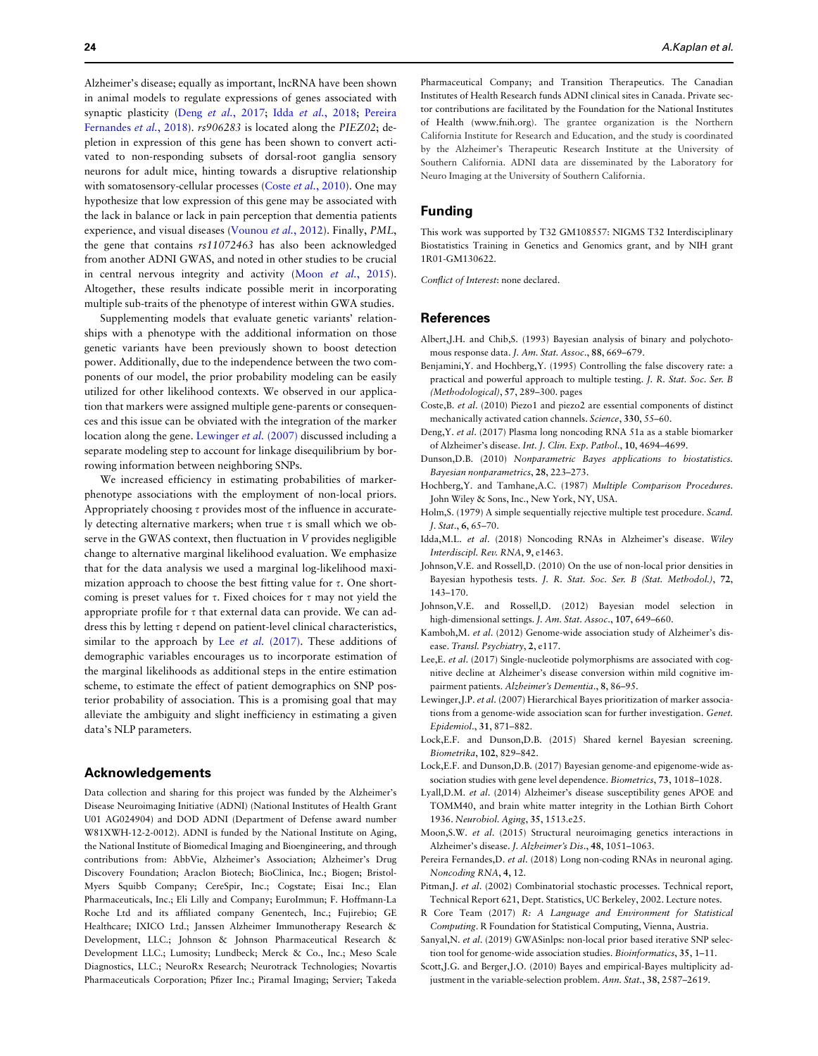Alzheimer's disease; equally as important, lncRNA have been shown in animal models to regulate expressions of genes associated with synaptic plasticity (Deng *et al.*, 2017; Idda *et al.*, 2018; Pereira Fernandes *et al.*, 2018). *rs906283* is located along the *PIEZ02*; depletion in expression of this gene has been shown to convert activated to non-responding subsets of dorsal-root ganglia sensory neurons for adult mice, hinting towards a disruptive relationship with somatosensory-cellular processes (Coste *et al.*, 2010). One may hypothesize that low expression of this gene may be associated with the lack in balance or lack in pain perception that dementia patients experience, and visual diseases (Vounou *et al.*, 2012). Finally, *PML*, the gene that contains *rs11072463* has also been acknowledged from another ADNI GWAS, and noted in other studies to be crucial in central nervous integrity and activity (Moon *et al.*, 2015). Altogether, these results indicate possible merit in incorporating multiple sub-traits of the phenotype of interest within GWA studies.

Supplementing models that evaluate genetic variants' relationships with a phenotype with the additional information on those genetic variants have been previously shown to boost detection power. Additionally, due to the independence between the two components of our model, the prior probability modeling can be easily utilized for other likelihood contexts. We observed in our application that markers were assigned multiple gene-parents or consequences and this issue can be obviated with the integration of the marker location along the gene. Lewinger *et al.* (2007) discussed including a separate modeling step to account for linkage disequilibrium by borrowing information between neighboring SNPs.

We increased efficiency in estimating probabilities of marker-phenotype associations with the employment of non-local priors. Appropriately choosing $\tau$ provides most of the influence in accurately detecting alternative markers; when true $\tau$ is small which we observe in the GWAS context, then fluctuation in $V$ provides negligible change to alternative marginal likelihood evaluation. We emphasize that for the data analysis we used a marginal log-likelihood maximization approach to choose the best fitting value for $\tau$. One shortcoming is preset values for $\tau$. Fixed choices for $\tau$ may not yield the appropriate profile for $\tau$ that external data can provide. We can address this by letting $\tau$ depend on patient-level clinical characteristics, similar to the approach by Lee *et al.* (2017). These additions of demographic variables encourages us to incorporate estimation of the marginal likelihoods as additional steps in the entire estimation scheme, to estimate the effect of patient demographics on SNP posterior probability of association. This is a promising goal that may alleviate the ambiguity and slight inefficiency in estimating a given data's NLP parameters.

## Acknowledgements

Data collection and sharing for this project was funded by the Alzheimer's Disease Neuroimaging Initiative (ADNI) (National Institutes of Health Grant U01 AG024904) and DOD ADNI (Department of Defense award number W81XWH-12-2-0012). ADNI is funded by the National Institute on Aging, the National Institute of Biomedical Imaging and Bioengineering, and through contributions from: AbbVie, Alzheimer's Association; Alzheimer's Drug Discovery Foundation; Araclon Biotech; BioClinica, Inc.; Biogen; Bristol-Myers Squibb Company; CereSpir, Inc.; Cogstate; Eisai Inc.; Elan Pharmaceuticals, Inc.; Eli Lilly and Company; EuroImmun; F. Hoffmann-La Roche Ltd and its affiliated company Genentech, Inc.; Fujirebio; GE Healthcare; IXICO Ltd.; Janssen Alzheimer Immunotherapy Research & Development, LLC.; Johnson & Johnson Pharmaceutical Research & Development LLC.; Lumosity; Lundbeck; Merck & Co., Inc.; Meso Scale Diagnostics, LLC.; NeuroRx Research; Neurotrack Technologies; Novartis Pharmaceuticals Corporation; Pfizer Inc.; Piramal Imaging; Servier; Takeda Pharmaceutical Company; and Transition Therapeutics. The Canadian Institutes of Health Research funds ADNI clinical sites in Canada. Private sector contributions are facilitated by the Foundation for the National Institutes of Health (www.fnih.org). The grantee organization is the Northern California Institute for Research and Education, and the study is coordinated by the Alzheimer's Therapeutic Research Institute at the University of Southern California. ADNI data are disseminated by the Laboratory for Neuro Imaging at the University of Southern California.

## Funding

This work was supported by T32 GM108557: NIGMS T32 Interdisciplinary Biostatistics Training in Genetics and Genomics grant, and by NIH grant 1R01-GM130622.

*Conflict of Interest*: none declared.

## References

Albert,J.H. and Chib,S. (1993) Bayesian analysis of binary and polychotomous response data. *J. Am. Stat. Assoc.*, **88**, 669–679.

Benjamini,Y. and Hochberg,Y. (1995) Controlling the false discovery rate: a practical and powerful approach to multiple testing. *J. R. Stat. Soc. Ser. B (Methodological)*, **57**, 289–300. pages

Coste,B. *et al.* (2010) Piezo1 and piezo2 are essential components of distinct mechanically activated cation channels. *Science*, **330**, 55–60.

Deng,Y. *et al.* (2017) Plasma long noncoding RNA 51a as a stable biomarker of Alzheimer's disease. *Int. J. Clin. Exp. Pathol.*, **10**, 4694–4699.

Dunson,D.B. (2010) *Nonparametric Bayes applications to biostatistics. Bayesian nonparametrics*, **28**, 223–273.

Hochberg,Y. and Tamhane,A.C. (1987) *Multiple Comparison Procedures*. John Wiley & Sons, Inc., New York, NY, USA.

Holm,S. (1979) A simple sequentially rejective multiple test procedure. *Scand. J. Stat.*, **6**, 65–70.

Idda,M.L. *et al.* (2018) Noncoding RNAs in Alzheimer's disease. *Wiley Interdiscipl. Rev. RNA*, **9**, e1463.

Johnson,V.E. and Rossell,D. (2010) On the use of non-local prior densities in Bayesian hypothesis tests. *J. R. Stat. Soc. Ser. B (Stat. Methodol.)*, **72**, 143–170.

Johnson,V.E. and Rossell,D. (2012) Bayesian model selection in high-dimensional settings. *J. Am. Stat. Assoc.*, **107**, 649–660.

Kamboh,M. *et al.* (2012) Genome-wide association study of Alzheimer's disease. *Transl. Psychiatry*, **2**, e117.

Lee,E. *et al.* (2017) Single-nucleotide polymorphisms are associated with cognitive decline at Alzheimer's disease conversion within mild cognitive impairment patients. *Alzheimer's Dementia.*, **8**, 86–95.

Lewinger,J.P. *et al.* (2007) Hierarchical Bayes prioritization of marker associations from a genome-wide association scan for further investigation. *Genet. Epidemiol.*, **31**, 871–882.

Lock,E.F. and Dunson,D.B. (2015) Shared kernel Bayesian screening. *Biometrika*, **102**, 829–842.

Lock,E.F. and Dunson,D.B. (2017) Bayesian genome-and epigenome-wide association studies with gene level dependence. *Biometrics*, **73**, 1018–1028.

Lyall,D.M. *et al.* (2014) Alzheimer's disease susceptibility genes APOE and TOMM40, and brain white matter integrity in the Lothian Birth Cohort 1936. *Neurobiol. Aging*, **35**, 1513.e25.

Moon,S.W. *et al.* (2015) Structural neuroimaging genetics interactions in Alzheimer's disease. *J. Alzheimer's Dis.*, **48**, 1051–1063.

Pereira Fernandes,D. *et al.* (2018) Long non-coding RNAs in neuronal aging. *Noncoding RNA*, **4**, 12.

Pitman,J. *et al.* (2002) Combinatorial stochastic processes. Technical report, Technical Report 621, Dept. Statistics, UC Berkeley, 2002. Lecture notes.

R Core Team (2017) *R: A Language and Environment for Statistical Computing*. R Foundation for Statistical Computing, Vienna, Austria.

Sanyal,N. *et al.* (2019) GWASinlps: non-local prior based iterative SNP selection tool for genome-wide association studies. *Bioinformatics*, **35**, 1–11.

Scott,J.G. and Berger,J.O. (2010) Bayes and empirical-Bayes multiplicity adjustment in the variable-selection problem. *Ann. Stat.*, **38**, 2587–2619.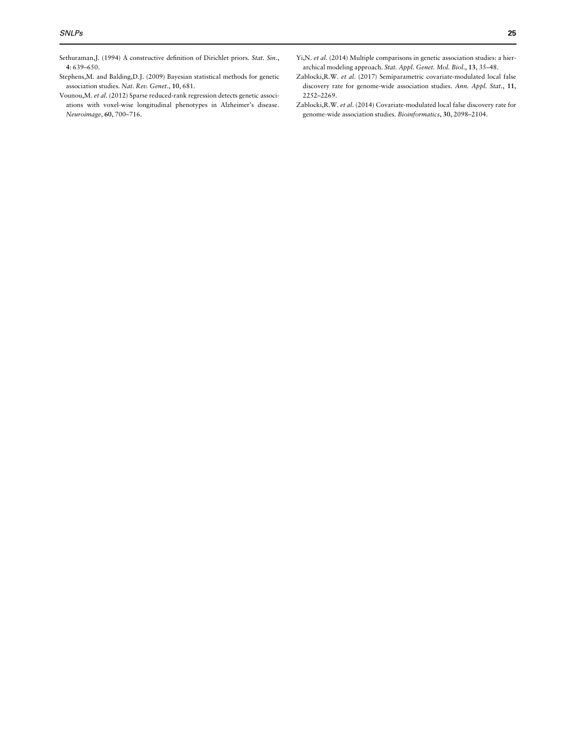Sethuraman,J. (1994) A constructive definition of Dirichlet priors. *Stat. Sin*., **4**: 639–650.

Stephens,M. and Balding,D.J. (2009) Bayesian statistical methods for genetic association studies. *Nat. Rev. Genet*., **10**, 681.

Vounou,M. *et al*. (2012) Sparse reduced-rank regression detects genetic associations with voxel-wise longitudinal phenotypes in Alzheimer's disease. *Neuroimage*, **60**, 700–716.

Yi,N. *et al*. (2014) Multiple comparisons in genetic association studies: a hierarchical modeling approach. *Stat. Appl. Genet. Mol. Biol*., **13**, 35–48.

Zablocki,R.W. *et al*. (2017) Semiparametric covariate-modulated local false discovery rate for genome-wide association studies. *Ann. Appl. Stat.*, **11**, 2252–2269.

Zablocki,R.W. *et al*. (2014) Covariate-modulated local false discovery rate for genome-wide association studies. *Bioinformatics*, **30**, 2098–2104.